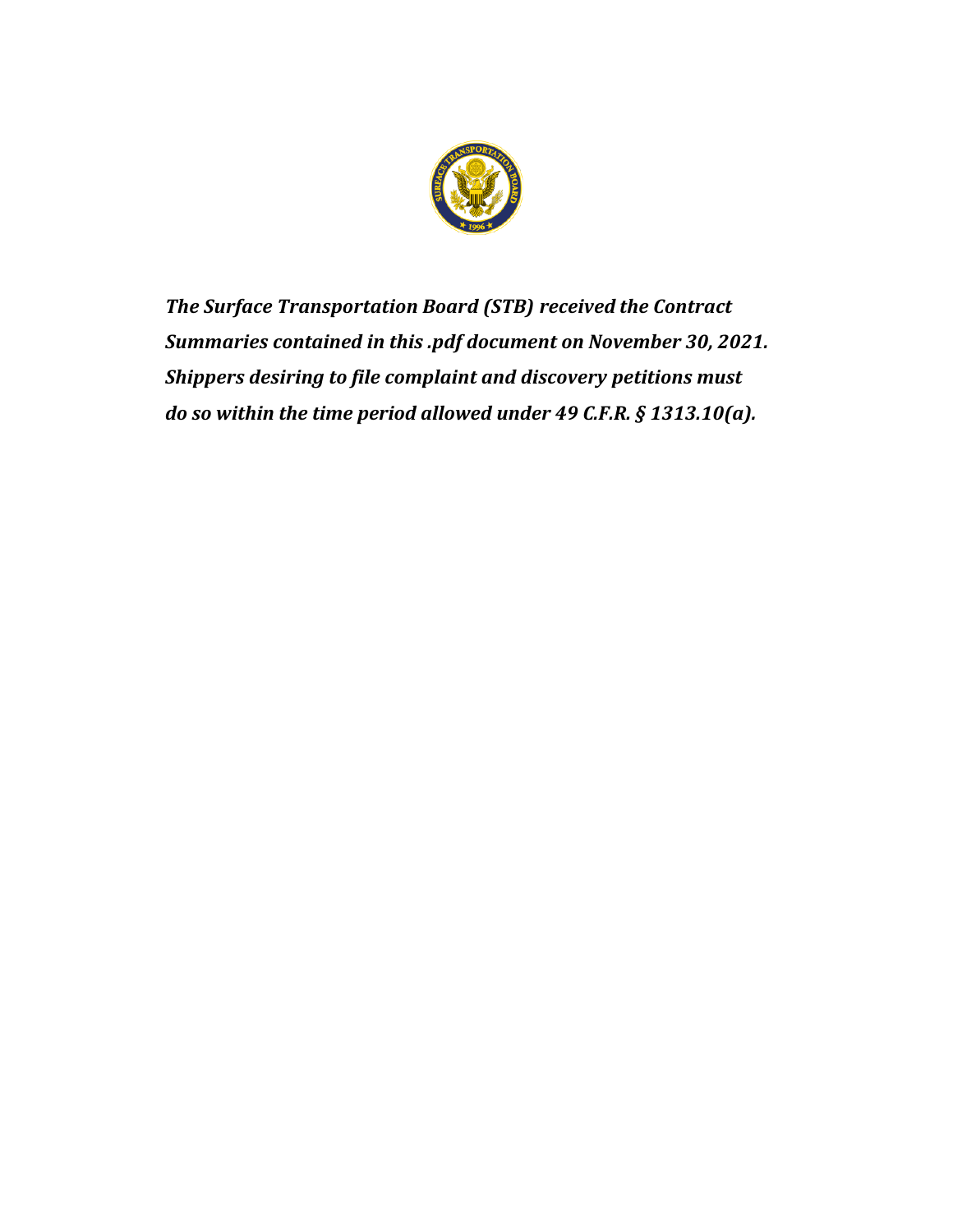***The Surface Transportation Board (STB) received the Contract Summaries contained in this .pdf document on November 30, 2021. Shippers desiring to file complaint and discovery petitions must do so within the time period allowed under 49 C.F.R. § 1313.10(a).***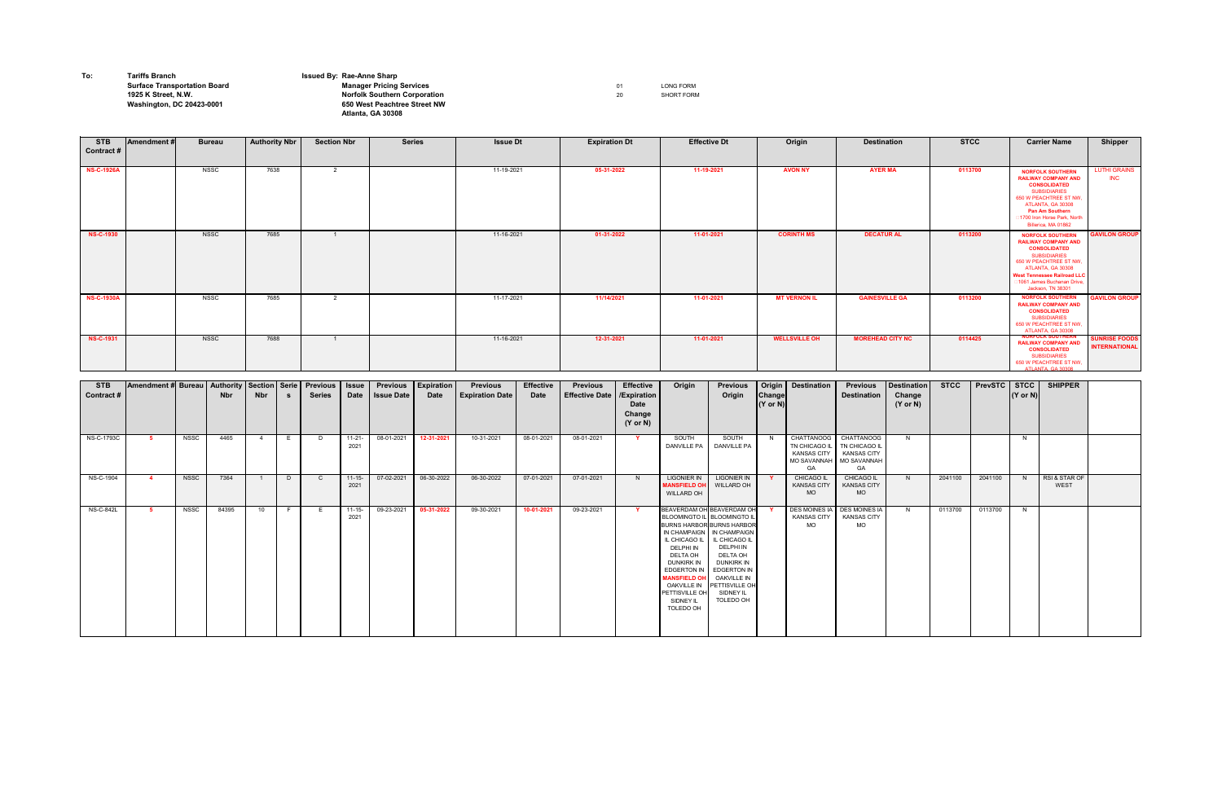**To:** Tariffs Branch
Surface Transportation Board
1925 K Street, N.W.
Washington, DC 20423-0001

**Issued By:** Rae-Anne Sharp
Manager Pricing Services
Norfolk Southern Corporation
650 West Peachtree Street NW
Atlanta, GA 30308

01 LONG FORM
20 SHORT FORM

| STB Contract # | Amendment # | Bureau | Authority Nbr | Section Nbr | Series | Issue Dt | Expiration Dt | Effective Dt | Origin | Destination | STCC | Carrier Name | Shipper |
|---|---|---|---|---|---|---|---|---|---|---|---|---|---|
| NS-C-1926A | | NSSC | 7638 | 2 | | 11-19-2021 | 05-31-2022 | 11-19-2021 | AVON NY | AYER MA | 0113700 | NORFOLK SOUTHERN RAILWAY COMPANY AND CONSOLIDATED SUBSIDIARIES 650 W PEACHTREE ST NW, ATLANTA, GA 30308 Pan Am Southern 1700 Iron Horse Park, North Billerica, MA 01862 | LUTHI GRAINS INC |
| NS-C-1930 | | NSSC | 7685 | 1 | | 11-16-2021 | 01-31-2022 | 11-01-2021 | CORINTH MS | DECATUR AL | 0113200 | NORFOLK SOUTHERN RAILWAY COMPANY AND CONSOLIDATED SUBSIDIARIES 650 W PEACHTREE ST NW, ATLANTA, GA 30308 West Tennessee Railroad LLC 1061 James Buchanan Drive, Jackson, TN 38301 | GAVILON GROUP |
| NS-C-1930A | | NSSC | 7685 | 2 | | 11-17-2021 | 11/14/2021 | 11-01-2021 | MT VERNON IL | GAINESVILLE GA | 0113200 | NORFOLK SOUTHERN RAILWAY COMPANY AND CONSOLIDATED SUBSIDIARIES 650 W PEACHTREE ST NW, ATLANTA, GA 30308 | GAVILON GROUP |
| NS-C-1931 | | NSSC | 7688 | 1 | | 11-16-2021 | 12-31-2021 | 11-01-2021 | WELLSVILLE OH | MOREHEAD CITY NC | 0114425 | NORFOLK SOUTHERN RAILWAY COMPANY AND CONSOLIDATED SUBSIDIARIES 650 W PEACHTREE ST NW, ATLANTA, GA 30308 | SUNRISE FOODS INTERNATIONAL |

| STB Contract # | Amendment # | Bureau | Authority Nbr | Section Nbr | Series | Previous Series | Issue Date | Previous Issue Date | Expiration Date | Previous Expiration Date | Effective Date | Previous Effective Date | Effective /Expiration Date Change (Y or N) | Origin | Previous Origin | Origin Change (Y or N) | Destination | Previous Destination | Destination Change (Y or N) | STCC | PrevSTC | STCC (Y or N) | SHIPPER |
|---|---|---|---|---|---|---|---|---|---|---|---|---|---|---|---|---|---|---|---|---|---|---|---|
| NS-C-1793C | 5 | NSSC | 4465 | 4 | E | D | 11-21-2021 | 08-01-2021 | 12-31-2021 | 10-31-2021 | 08-01-2021 | 08-01-2021 | Y | SOUTH DANVILLE PA | SOUTH DANVILLE PA | N | CHATTANOOGA TN CHICAGO IL KANSAS CITY MO SAVANNAH GA | CHATTANOOGA TN CHICAGO IL KANSAS CITY MO SAVANNAH GA | N | | | N | |
| NS-C-1904 | 4 | NSSC | 7364 | 1 | D | C | 11-15-2021 | 07-02-2021 | 06-30-2022 | 06-30-2022 | 07-01-2021 | 07-01-2021 | N | LIGONIER IN MANSFIELD OH WILLARD OH | LIGONIER IN WILLARD OH | Y | CHICAGO IL KANSAS CITY MO | CHICAGO IL KANSAS CITY MO | N | 2041100 | 2041100 | N | RSI & STAR OF WEST |
| NS-C-842L | 5 | NSSC | 84395 | 10 | F | E | 11-15-2021 | 09-23-2021 | 05-31-2022 | 09-30-2021 | 10-01-2021 | 09-23-2021 | Y | BEAVERDAM OH BLOOMINGTON IL BURNS HARBOR IN CHAMPAIGN IL CHICAGO IL DELPHI IN DELTA OH DUNKIRK IN EDGERTON IN MANSFIELD OH OAKVILLE IN PETTISVILLE OH SIDNEY IL TOLEDO OH | BEAVERDAM OH BLOOMINGTON IL BURNS HARBOR IN CHAMPAIGN IL CHICAGO IL DELPHI IN DELTA OH DUNKIRK IN EDGERTON IN OAKVILLE IN PETTISVILLE OH SIDNEY IL TOLEDO OH | Y | DES MOINES IA KANSAS CITY MO | DES MOINES IA KANSAS CITY MO | N | 0113700 | 0113700 | N | |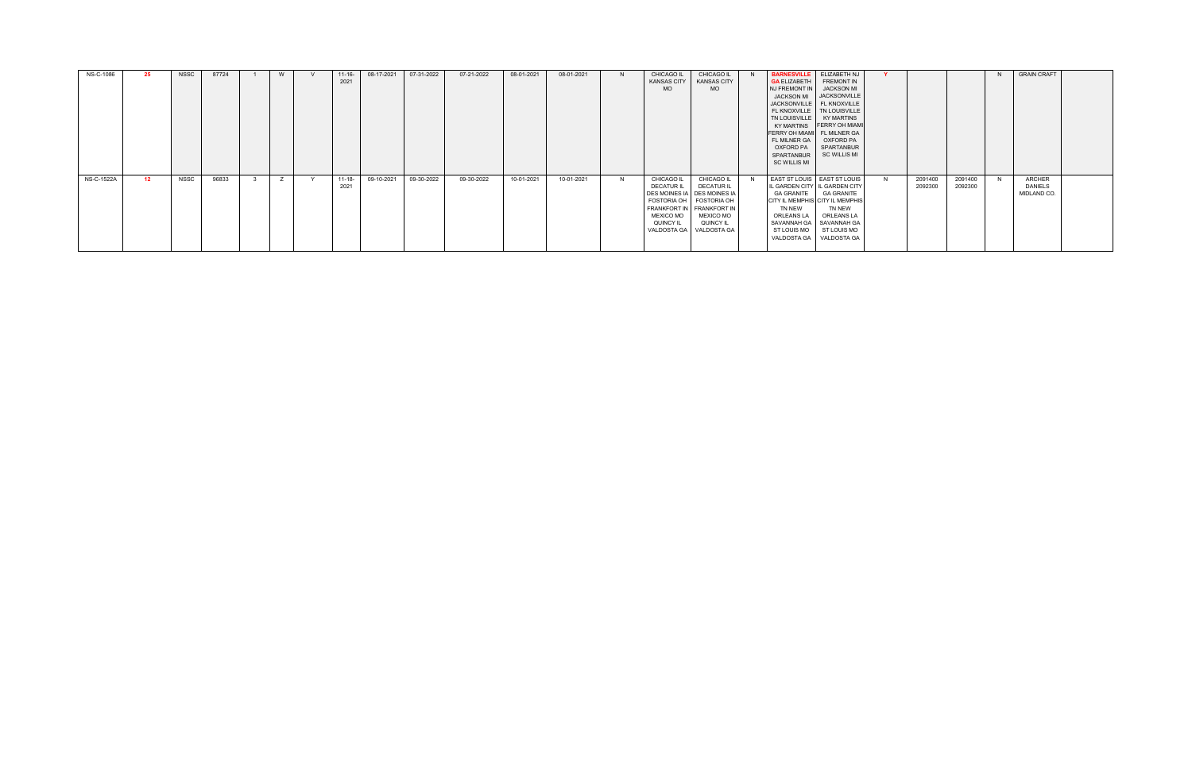| | | | | | | | | | | | | | | | | | | | | | | | | | | |
|---|---|---|---|---|---|---|---|---|---|---|---|---|---|---|---|---|---|---|---|---|---|---|---|---|---|---|
| NS-C-1086 | 25 | NSSC | 87724 | 1 | W | V | 11-16-2021 | 08-17-2021 | 07-31-2022 | 07-21-2022 | 08-01-2021 | 08-01-2021 | N | CHICAGO IL KANSAS CITY MO | CHICAGO IL KANSAS CITY MO | N | BARNESVILLE GA ELIZABETH NJ FREMONT IN JACKSON MI JACKSONVILLE FL KNOXVILLE TN LOUISVILLE KY MARTINS FERRY OH MIAMI FL MILNER GA OXFORD PA SPARTANBUR SC WILLIS MI | ELIZABETH NJ FREMONT IN JACKSON MI JACKSONVILLE FL KNOXVILLE TN LOUISVILLE KY MARTINS FERRY OH MIAMI FL MILNER GA OXFORD PA SPARTANBUR SC WILLIS MI | Y | | | N | GRAIN CRAFT | |
| NS-C-1522A | 12 | NSSC | 96833 | 3 | Z | Y | 11-18-2021 | 09-10-2021 | 09-30-2022 | 09-30-2022 | 10-01-2021 | 10-01-2021 | N | CHICAGO IL DECATUR IL DES MOINES IA FOSTORIA OH FRANKFORT IN MEXICO MO QUINCY IL VALDOSTA GA | CHICAGO IL DECATUR IL DES MOINES IA FOSTORIA OH FRANKFORT IN MEXICO MO QUINCY IL VALDOSTA GA | N | EAST ST LOUIS IL GARDEN CITY GA GRANITE CITY IL MEMPHIS TN NEW ORLEANS LA SAVANNAH GA ST LOUIS MO VALDOSTA GA | EAST ST LOUIS IL GARDEN CITY GA GRANITE CITY IL MEMPHIS TN NEW ORLEANS LA SAVANNAH GA ST LOUIS MO VALDOSTA GA | N | 2091400 2092300 | 2091400 2092300 | N | ARCHER DANIELS MIDLAND CO. | |